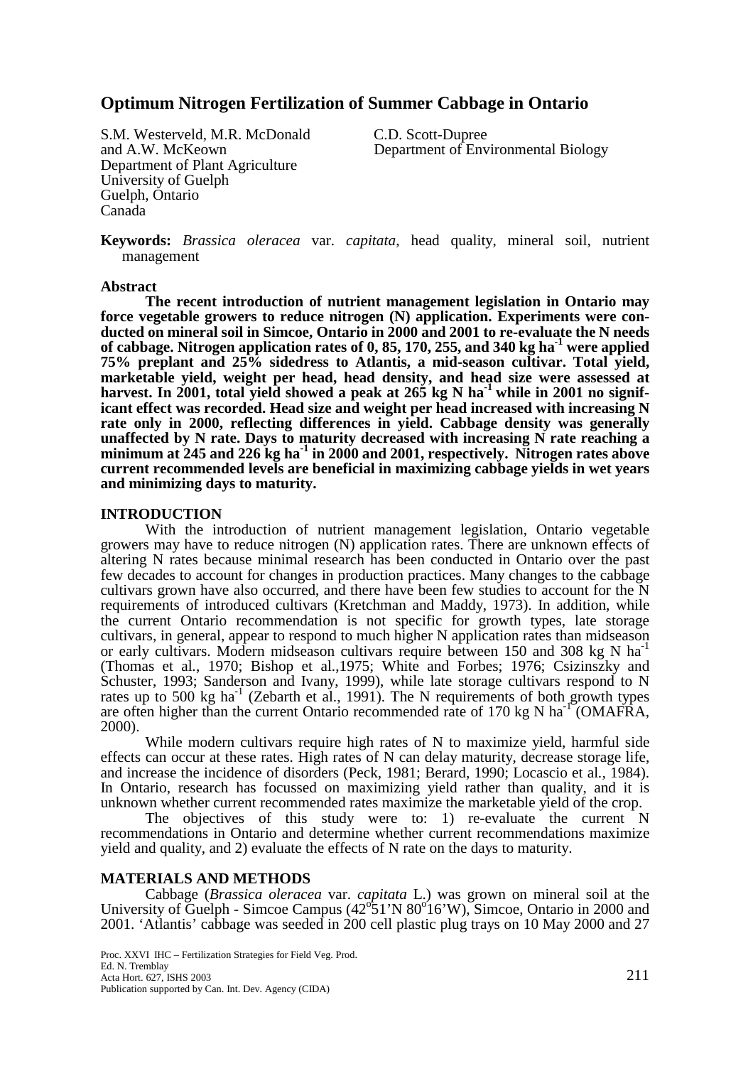# Optimum Nitrogen Fertilization of Summer Cabbage in Ontario

S.M. Westerveld, M.R. McDonald and A.W. McKeown
Department of Plant Agriculture
University of Guelph
Guelph, Ontario
Canada

C.D. Scott-Dupree
Department of Environmental Biology

**Keywords:** *Brassica oleracea* var. *capitata*, head quality, mineral soil, nutrient management

## Abstract

**The recent introduction of nutrient management legislation in Ontario may force vegetable growers to reduce nitrogen (N) application. Experiments were conducted on mineral soil in Simcoe, Ontario in 2000 and 2001 to re-evaluate the N needs of cabbage. Nitrogen application rates of 0, 85, 170, 255, and 340 kg ha$^{-1}$ were applied 75% preplant and 25% sidedress to Atlantis, a mid-season cultivar. Total yield, marketable yield, weight per head, head density, and head size were assessed at harvest. In 2001, total yield showed a peak at 265 kg N ha$^{-1}$ while in 2001 no significant effect was recorded. Head size and weight per head increased with increasing N rate only in 2000, reflecting differences in yield. Cabbage density was generally unaffected by N rate. Days to maturity decreased with increasing N rate reaching a minimum at 245 and 226 kg ha$^{-1}$ in 2000 and 2001, respectively. Nitrogen rates above current recommended levels are beneficial in maximizing cabbage yields in wet years and minimizing days to maturity.**

## INTRODUCTION

With the introduction of nutrient management legislation, Ontario vegetable growers may have to reduce nitrogen (N) application rates. There are unknown effects of altering N rates because minimal research has been conducted in Ontario over the past few decades to account for changes in production practices. Many changes to the cabbage cultivars grown have also occurred, and there have been few studies to account for the N requirements of introduced cultivars (Kretchman and Maddy, 1973). In addition, while the current Ontario recommendation is not specific for growth types, late storage cultivars, in general, appear to respond to much higher N application rates than midseason or early cultivars. Modern midseason cultivars require between 150 and 308 kg N ha$^{-1}$ (Thomas et al., 1970; Bishop et al.,1975; White and Forbes; 1976; Csizinszky and Schuster, 1993; Sanderson and Ivany, 1999), while late storage cultivars respond to N rates up to 500 kg ha$^{-1}$ (Zebarth et al., 1991). The N requirements of both growth types are often higher than the current Ontario recommended rate of 170 kg N ha$^{-1}$ (OMAFRA, 2000).

While modern cultivars require high rates of N to maximize yield, harmful side effects can occur at these rates. High rates of N can delay maturity, decrease storage life, and increase the incidence of disorders (Peck, 1981; Berard, 1990; Locascio et al., 1984). In Ontario, research has focussed on maximizing yield rather than quality, and it is unknown whether current recommended rates maximize the marketable yield of the crop.

The objectives of this study were to: 1) re-evaluate the current N recommendations in Ontario and determine whether current recommendations maximize yield and quality, and 2) evaluate the effects of N rate on the days to maturity.

## MATERIALS AND METHODS

Cabbage (*Brassica oleracea* var. *capitata* L.) was grown on mineral soil at the University of Guelph - Simcoe Campus (42°51'N 80°16'W), Simcoe, Ontario in 2000 and 2001. 'Atlantis' cabbage was seeded in 200 cell plastic plug trays on 10 May 2000 and 27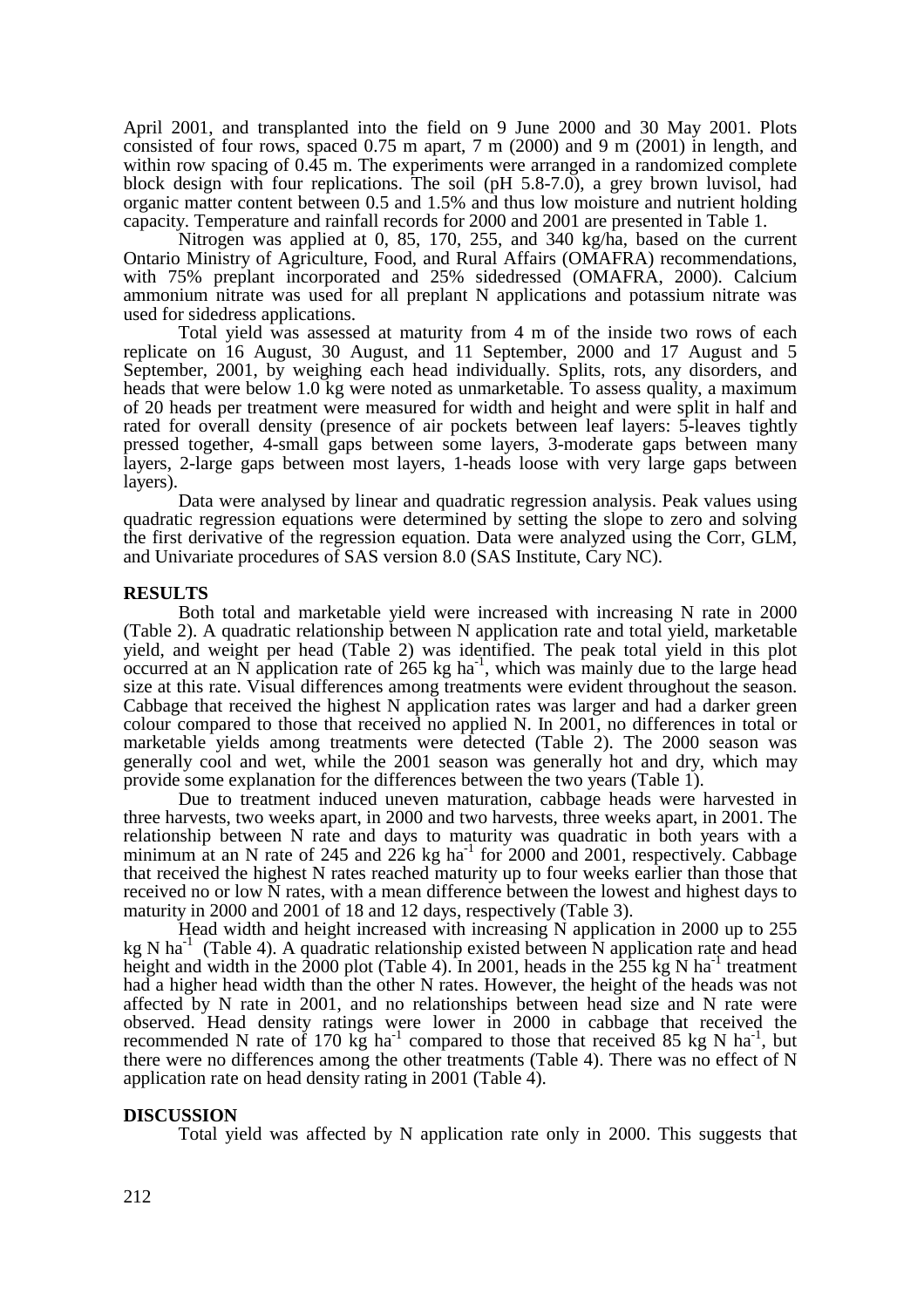April 2001, and transplanted into the field on 9 June 2000 and 30 May 2001. Plots consisted of four rows, spaced 0.75 m apart, 7 m (2000) and 9 m (2001) in length, and within row spacing of 0.45 m. The experiments were arranged in a randomized complete block design with four replications. The soil (pH 5.8-7.0), a grey brown luvisol, had organic matter content between 0.5 and 1.5% and thus low moisture and nutrient holding capacity. Temperature and rainfall records for 2000 and 2001 are presented in Table 1.

Nitrogen was applied at 0, 85, 170, 255, and 340 kg/ha, based on the current Ontario Ministry of Agriculture, Food, and Rural Affairs (OMAFRA) recommendations, with 75% preplant incorporated and 25% sidedressed (OMAFRA, 2000). Calcium ammonium nitrate was used for all preplant N applications and potassium nitrate was used for sidedress applications.

Total yield was assessed at maturity from 4 m of the inside two rows of each replicate on 16 August, 30 August, and 11 September, 2000 and 17 August and 5 September, 2001, by weighing each head individually. Splits, rots, any disorders, and heads that were below 1.0 kg were noted as unmarketable. To assess quality, a maximum of 20 heads per treatment were measured for width and height and were split in half and rated for overall density (presence of air pockets between leaf layers: 5-leaves tightly pressed together, 4-small gaps between some layers, 3-moderate gaps between many layers, 2-large gaps between most layers, 1-heads loose with very large gaps between layers).

Data were analysed by linear and quadratic regression analysis. Peak values using quadratic regression equations were determined by setting the slope to zero and solving the first derivative of the regression equation. Data were analyzed using the Corr, GLM, and Univariate procedures of SAS version 8.0 (SAS Institute, Cary NC).

## RESULTS

Both total and marketable yield were increased with increasing N rate in 2000 (Table 2). A quadratic relationship between N application rate and total yield, marketable yield, and weight per head (Table 2) was identified. The peak total yield in this plot occurred at an N application rate of 265 kg ha$^{-1}$, which was mainly due to the large head size at this rate. Visual differences among treatments were evident throughout the season. Cabbage that received the highest N application rates was larger and had a darker green colour compared to those that received no applied N. In 2001, no differences in total or marketable yields among treatments were detected (Table 2). The 2000 season was generally cool and wet, while the 2001 season was generally hot and dry, which may provide some explanation for the differences between the two years (Table 1).

Due to treatment induced uneven maturation, cabbage heads were harvested in three harvests, two weeks apart, in 2000 and two harvests, three weeks apart, in 2001. The relationship between N rate and days to maturity was quadratic in both years with a minimum at an N rate of 245 and 226 kg ha$^{-1}$ for 2000 and 2001, respectively. Cabbage that received the highest N rates reached maturity up to four weeks earlier than those that received no or low N rates, with a mean difference between the lowest and highest days to maturity in 2000 and 2001 of 18 and 12 days, respectively (Table 3).

Head width and height increased with increasing N application in 2000 up to 255 kg N ha$^{-1}$ (Table 4). A quadratic relationship existed between N application rate and head height and width in the 2000 plot (Table 4). In 2001, heads in the 255 kg N ha$^{-1}$ treatment had a higher head width than the other N rates. However, the height of the heads was not affected by N rate in 2001, and no relationships between head size and N rate were observed. Head density ratings were lower in 2000 in cabbage that received the recommended N rate of 170 kg ha$^{-1}$ compared to those that received 85 kg N ha$^{-1}$, but there were no differences among the other treatments (Table 4). There was no effect of N application rate on head density rating in 2001 (Table 4).

## DISCUSSION

Total yield was affected by N application rate only in 2000. This suggests that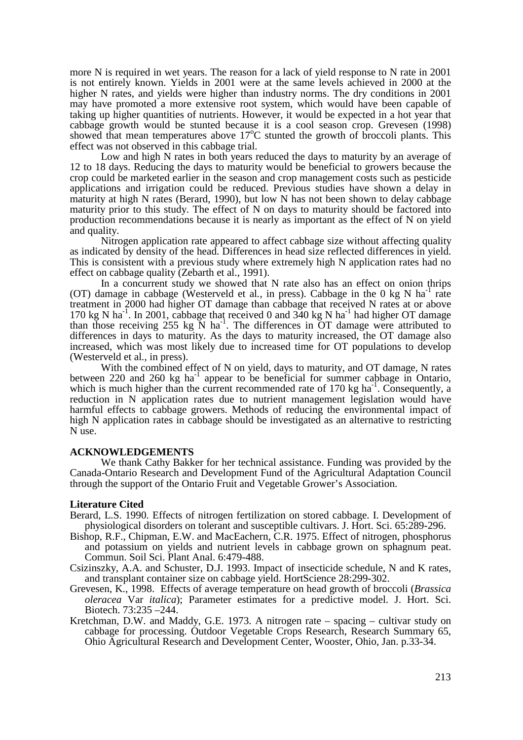more N is required in wet years. The reason for a lack of yield response to N rate in 2001 is not entirely known. Yields in 2001 were at the same levels achieved in 2000 at the higher N rates, and yields were higher than industry norms. The dry conditions in 2001 may have promoted a more extensive root system, which would have been capable of taking up higher quantities of nutrients. However, it would be expected in a hot year that cabbage growth would be stunted because it is a cool season crop. Grevesen (1998) showed that mean temperatures above 17°C stunted the growth of broccoli plants. This effect was not observed in this cabbage trial.

Low and high N rates in both years reduced the days to maturity by an average of 12 to 18 days. Reducing the days to maturity would be beneficial to growers because the crop could be marketed earlier in the season and crop management costs such as pesticide applications and irrigation could be reduced. Previous studies have shown a delay in maturity at high N rates (Berard, 1990), but low N has not been shown to delay cabbage maturity prior to this study. The effect of N on days to maturity should be factored into production recommendations because it is nearly as important as the effect of N on yield and quality.

Nitrogen application rate appeared to affect cabbage size without affecting quality as indicated by density of the head. Differences in head size reflected differences in yield. This is consistent with a previous study where extremely high N application rates had no effect on cabbage quality (Zebarth et al., 1991).

In a concurrent study we showed that N rate also has an effect on onion thrips (OT) damage in cabbage (Westerveld et al., in press). Cabbage in the 0 kg N $ha^{-1}$ rate treatment in 2000 had higher OT damage than cabbage that received N rates at or above 170 kg N $ha^{-1}$. In 2001, cabbage that received 0 and 340 kg N $ha^{-1}$ had higher OT damage than those receiving 255 kg N $ha^{-1}$. The differences in OT damage were attributed to differences in days to maturity. As the days to maturity increased, the OT damage also increased, which was most likely due to increased time for OT populations to develop (Westerveld et al., in press).

With the combined effect of N on yield, days to maturity, and OT damage, N rates between 220 and 260 kg $ha^{-1}$ appear to be beneficial for summer cabbage in Ontario, which is much higher than the current recommended rate of 170 kg $ha^{-1}$. Consequently, a reduction in N application rates due to nutrient management legislation would have harmful effects to cabbage growers. Methods of reducing the environmental impact of high N application rates in cabbage should be investigated as an alternative to restricting N use.

## ACKNOWLEDGEMENTS

We thank Cathy Bakker for her technical assistance. Funding was provided by the Canada-Ontario Research and Development Fund of the Agricultural Adaptation Council through the support of the Ontario Fruit and Vegetable Grower's Association.

## Literature Cited

Berard, L.S. 1990. Effects of nitrogen fertilization on stored cabbage. I. Development of physiological disorders on tolerant and susceptible cultivars. J. Hort. Sci. 65:289-296.

Bishop, R.F., Chipman, E.W. and MacEachern, C.R. 1975. Effect of nitrogen, phosphorus and potassium on yields and nutrient levels in cabbage grown on sphagnum peat. Commun. Soil Sci. Plant Anal. 6:479-488.

Csizinszky, A.A. and Schuster, D.J. 1993. Impact of insecticide schedule, N and K rates, and transplant container size on cabbage yield. HortScience 28:299-302.

Grevesen, K., 1998. Effects of average temperature on head growth of broccoli (*Brassica oleracea* Var *italica*); Parameter estimates for a predictive model. J. Hort. Sci. Biotech. 73:235 –244.

Kretchman, D.W. and Maddy, G.E. 1973. A nitrogen rate – spacing – cultivar study on cabbage for processing. Outdoor Vegetable Crops Research, Research Summary 65, Ohio Agricultural Research and Development Center, Wooster, Ohio, Jan. p.33-34.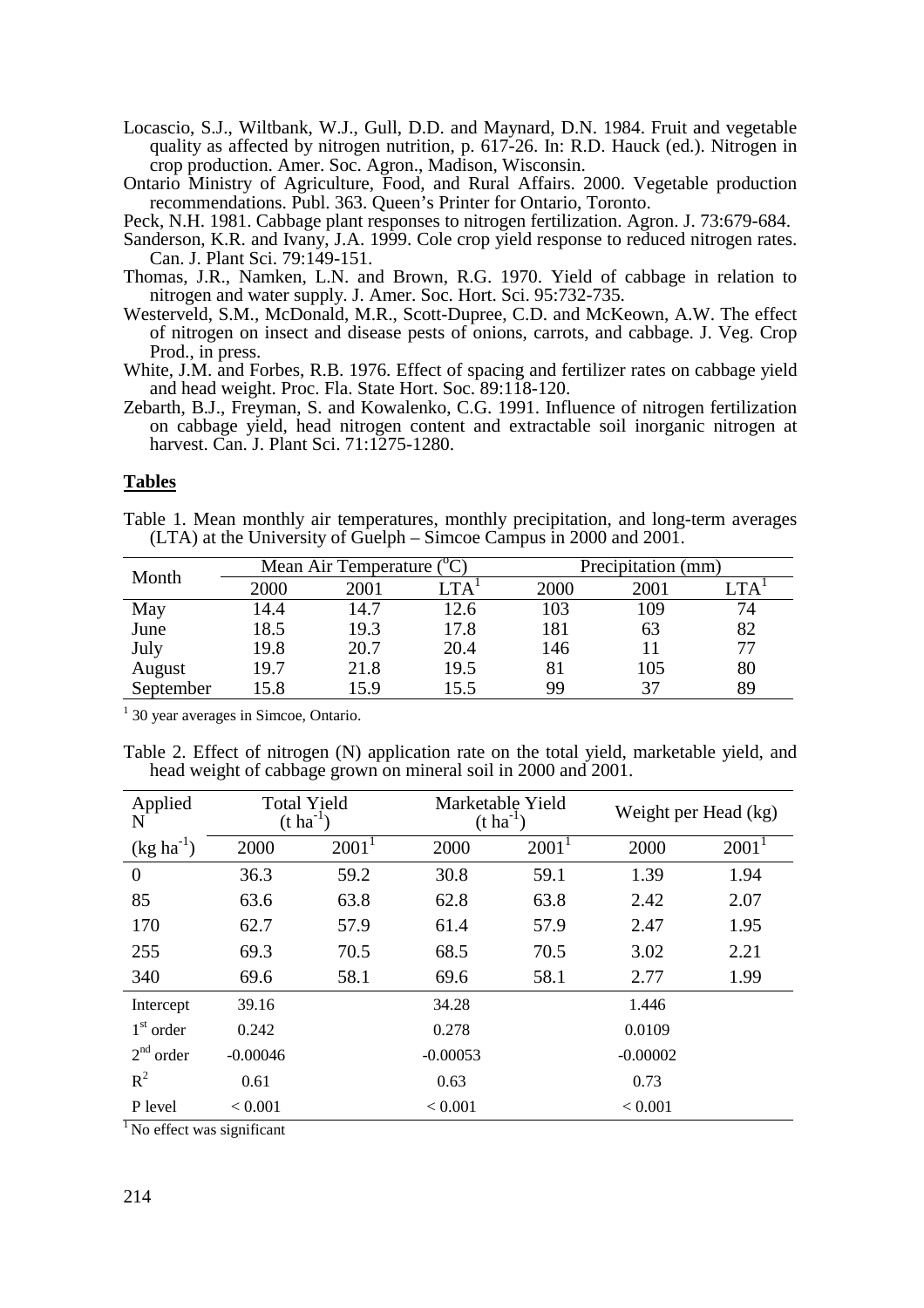Locascio, S.J., Wiltbank, W.J., Gull, D.D. and Maynard, D.N. 1984. Fruit and vegetable quality as affected by nitrogen nutrition, p. 617-26. In: R.D. Hauck (ed.). Nitrogen in crop production. Amer. Soc. Agron., Madison, Wisconsin.

Ontario Ministry of Agriculture, Food, and Rural Affairs. 2000. Vegetable production recommendations. Publ. 363. Queen's Printer for Ontario, Toronto.

Peck, N.H. 1981. Cabbage plant responses to nitrogen fertilization. Agron. J. 73:679-684.

Sanderson, K.R. and Ivany, J.A. 1999. Cole crop yield response to reduced nitrogen rates. Can. J. Plant Sci. 79:149-151.

Thomas, J.R., Namken, L.N. and Brown, R.G. 1970. Yield of cabbage in relation to nitrogen and water supply. J. Amer. Soc. Hort. Sci. 95:732-735.

Westerveld, S.M., McDonald, M.R., Scott-Dupree, C.D. and McKeown, A.W. The effect of nitrogen on insect and disease pests of onions, carrots, and cabbage. J. Veg. Crop Prod., in press.

White, J.M. and Forbes, R.B. 1976. Effect of spacing and fertilizer rates on cabbage yield and head weight. Proc. Fla. State Hort. Soc. 89:118-120.

Zebarth, B.J., Freyman, S. and Kowalenko, C.G. 1991. Influence of nitrogen fertilization on cabbage yield, head nitrogen content and extractable soil inorganic nitrogen at harvest. Can. J. Plant Sci. 71:1275-1280.

## Tables

Table 1. Mean monthly air temperatures, monthly precipitation, and long-term averages (LTA) at the University of Guelph – Simcoe Campus in 2000 and 2001.

| Month | Mean Air Temperature ($^{o}$C) | | | Precipitation (mm) | | |
|---|---|---|---|---|---|---|
| | 2000 | 2001 | LTA[1] | 2000 | 2001 | LTA[1] |
| May | 14.4 | 14.7 | 12.6 | 103 | 109 | 74 |
| June | 18.5 | 19.3 | 17.8 | 181 | 63 | 82 |
| July | 19.8 | 20.7 | 20.4 | 146 | 11 | 77 |
| August | 19.7 | 21.8 | 19.5 | 81 | 105 | 80 |
| September | 15.8 | 15.9 | 15.5 | 99 | 37 | 89 |

[1] 30 year averages in Simcoe, Ontario.

Table 2. Effect of nitrogen (N) application rate on the total yield, marketable yield, and head weight of cabbage grown on mineral soil in 2000 and 2001.

| Applied N | Total Yield (t ha$^{-1}$) | | Marketable Yield (t ha$^{-1}$) | | Weight per Head (kg) | |
|---|---|---|---|---|---|---|
| (kg ha$^{-1}$) | 2000 | 2001[1] | 2000 | 2001[1] | 2000 | 2001[1] |
| 0 | 36.3 | 59.2 | 30.8 | 59.1 | 1.39 | 1.94 |
| 85 | 63.6 | 63.8 | 62.8 | 63.8 | 2.42 | 2.07 |
| 170 | 62.7 | 57.9 | 61.4 | 57.9 | 2.47 | 1.95 |
| 255 | 69.3 | 70.5 | 68.5 | 70.5 | 3.02 | 2.21 |
| 340 | 69.6 | 58.1 | 69.6 | 58.1 | 2.77 | 1.99 |
| Intercept | 39.16 | | 34.28 | | 1.446 | |
| 1$^{st}$ order | 0.242 | | 0.278 | | 0.0109 | |
| 2$^{nd}$ order | -0.00046 | | -0.00053 | | -0.00002 | |
| $R^2$ | 0.61 | | 0.63 | | 0.73 | |
| P level | < 0.001 | | < 0.001 | | < 0.001 | |

[1] No effect was significant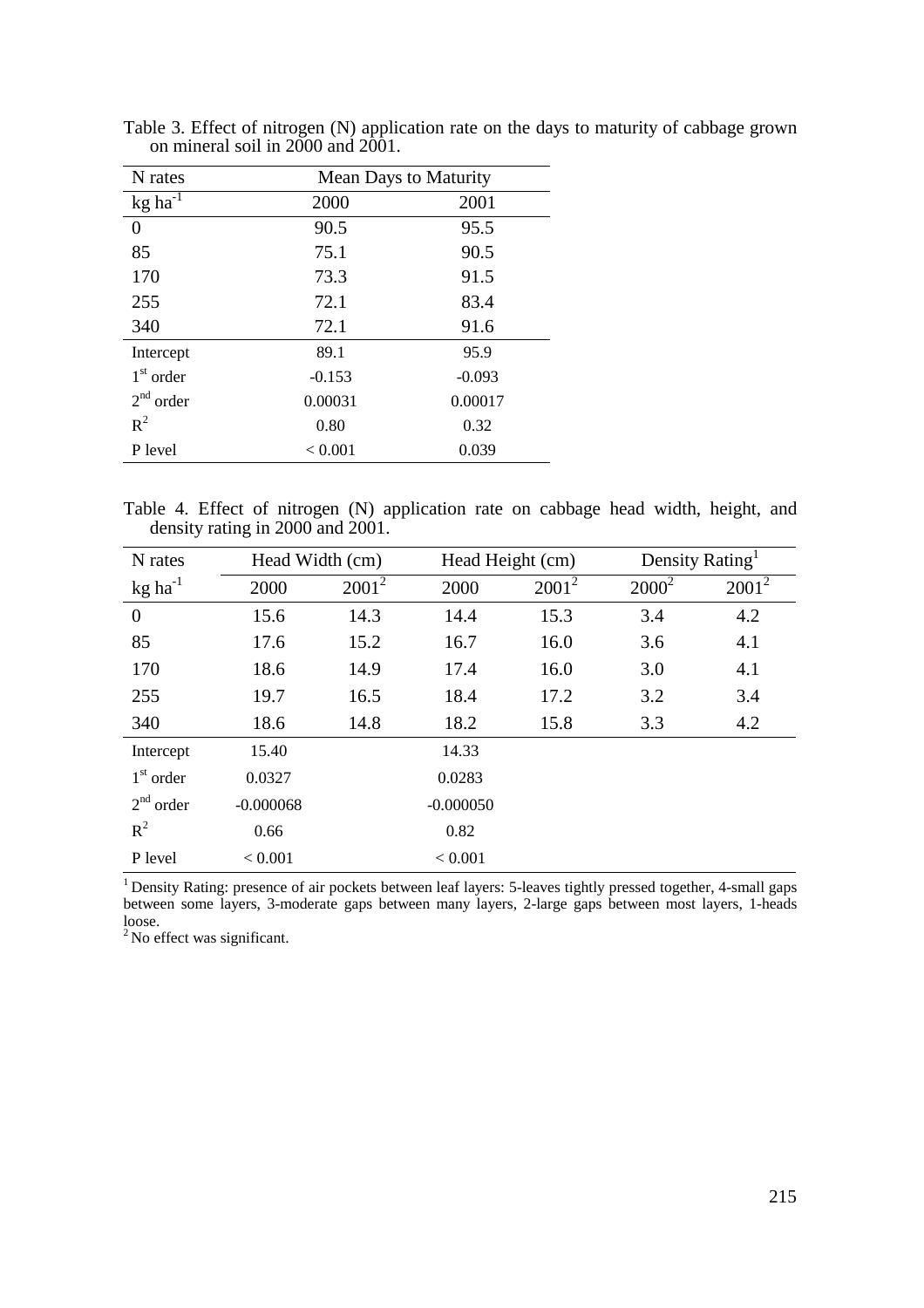Table 3. Effect of nitrogen (N) application rate on the days to maturity of cabbage grown on mineral soil in 2000 and 2001.

| N rates | Mean Days to Maturity | |
|---|---|---|
| kg $ha^{-1}$ | 2000 | 2001 |
| 0 | 90.5 | 95.5 |
| 85 | 75.1 | 90.5 |
| 170 | 73.3 | 91.5 |
| 255 | 72.1 | 83.4 |
| 340 | 72.1 | 91.6 |
| Intercept | 89.1 | 95.9 |
| 1st order | -0.153 | -0.093 |
| 2nd order | 0.00031 | 0.00017 |
| $R^2$ | 0.80 | 0.32 |
| P level | < 0.001 | 0.039 |

Table 4. Effect of nitrogen (N) application rate on cabbage head width, height, and density rating in 2000 and 2001.

| N rates | Head Width (cm) | | Head Height (cm) | | Density Rating[1] | |
|---|---|---|---|---|---|---|
| kg $ha^{-1}$ | 2000 | 2001[2] | 2000 | 2001[2] | 2000[2] | 2001[2] |
| 0 | 15.6 | 14.3 | 14.4 | 15.3 | 3.4 | 4.2 |
| 85 | 17.6 | 15.2 | 16.7 | 16.0 | 3.6 | 4.1 |
| 170 | 18.6 | 14.9 | 17.4 | 16.0 | 3.0 | 4.1 |
| 255 | 19.7 | 16.5 | 18.4 | 17.2 | 3.2 | 3.4 |
| 340 | 18.6 | 14.8 | 18.2 | 15.8 | 3.3 | 4.2 |
| Intercept | 15.40 | | 14.33 | | | |
| 1st order | 0.0327 | | 0.0283 | | | |
| 2nd order | -0.000068 | | -0.000050 | | | |
| $R^2$ | 0.66 | | 0.82 | | | |
| P level | < 0.001 | | < 0.001 | | | |

[1] Density Rating: presence of air pockets between leaf layers: 5-leaves tightly pressed together, 4-small gaps between some layers, 3-moderate gaps between many layers, 2-large gaps between most layers, 1-heads loose.

[2] No effect was significant.